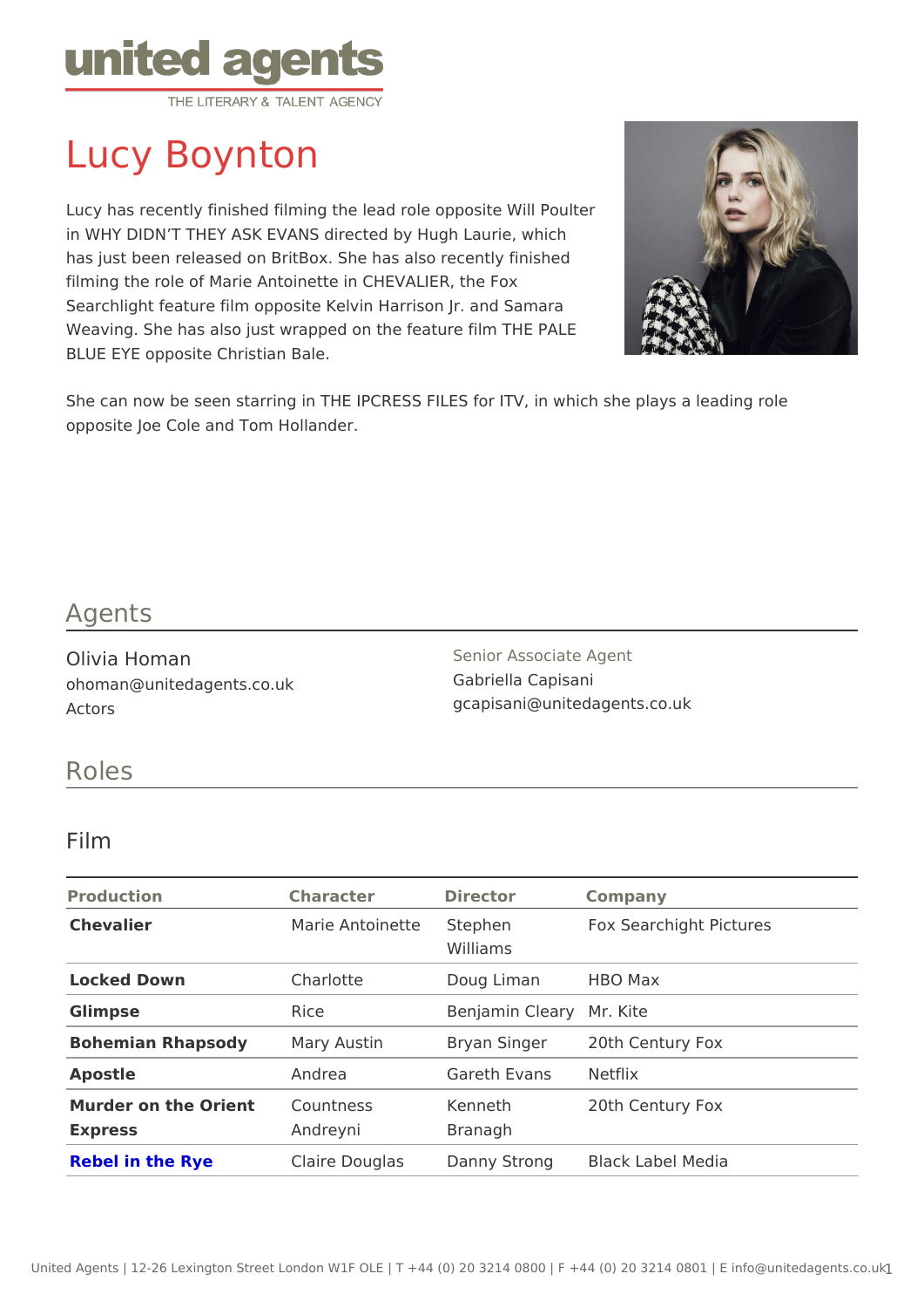united agents
THE LITERARY & TALENT AGENCY

# Lucy Boynton

Lucy has recently finished filming the lead role opposite Will Poulter in WHY DIDN'T THEY ASK EVANS directed by Hugh Laurie, which has just been released on BritBox. She has also recently finished filming the role of Marie Antoinette in CHEVALIER, the Fox Searchlight feature film opposite Kelvin Harrison Jr. and Samara Weaving. She has also just wrapped on the feature film THE PALE BLUE EYE opposite Christian Bale.

She can now be seen starring in THE IPCRESS FILES for ITV, in which she plays a leading role opposite Joe Cole and Tom Hollander.

## Agents

Olivia Homan
ohoman@unitedagents.co.uk
Actors

Senior Associate Agent
Gabriella Capisani
gcapisani@unitedagents.co.uk

## Roles

### Film

| Production | Character | Director | Company |
|---|---|---|---|
| **Chevalier** | Marie Antoinette | Stephen Williams | Fox Searchlight Pictures |
| **Locked Down** | Charlotte | Doug Liman | HBO Max |
| **Glimpse** | Rice | Benjamin Cleary | Mr. Kite |
| **Bohemian Rhapsody** | Mary Austin | Bryan Singer | 20th Century Fox |
| **Apostle** | Andrea | Gareth Evans | Netflix |
| **Murder on the Orient Express** | Countness Andreyni | Kenneth Branagh | 20th Century Fox |
| **Rebel in the Rye** | Claire Douglas | Danny Strong | Black Label Media |

United Agents | 12-26 Lexington Street London W1F OLE | T +44 (0) 20 3214 0800 | F +44 (0) 20 3214 0801 | E info@unitedagents.co.uk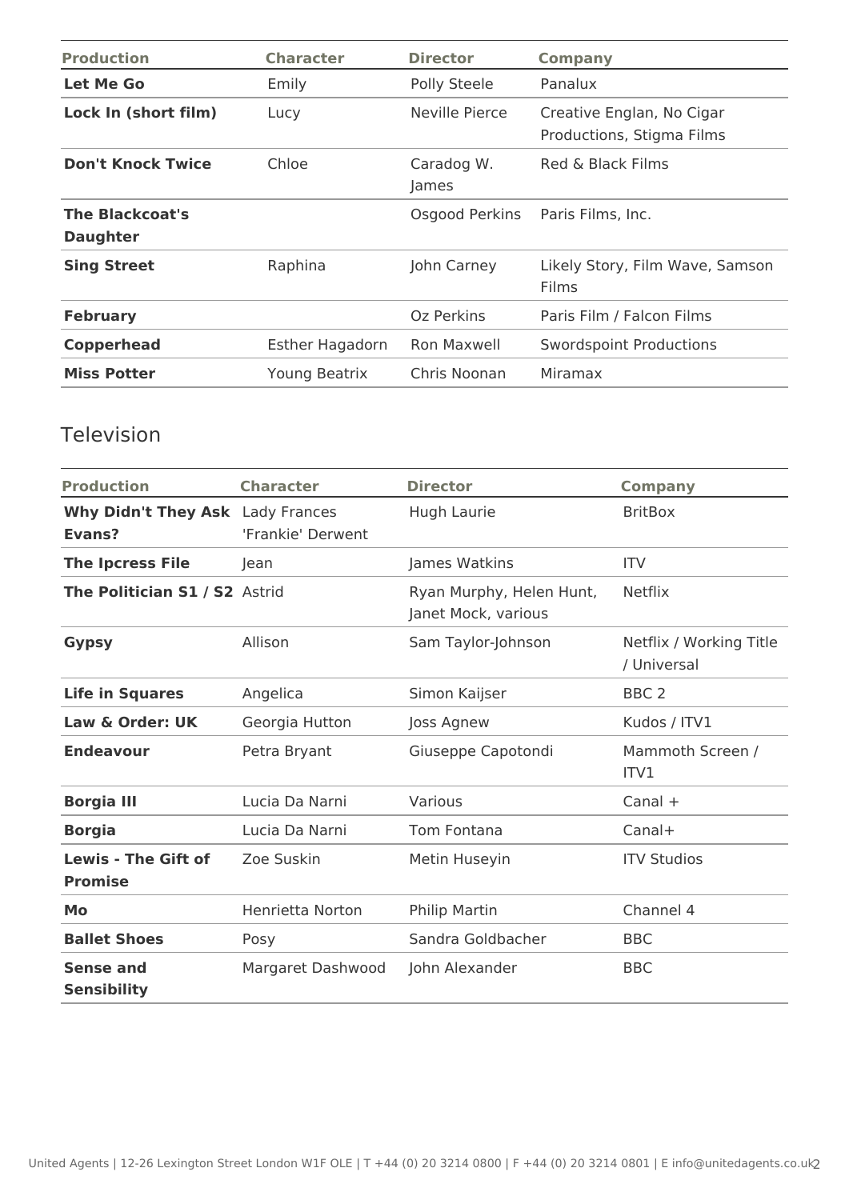| Production | Character | Director | Company |
| --- | --- | --- | --- |
| **Let Me Go** | Emily | Polly Steele | Panalux |
| **Lock In (short film)** | Lucy | Neville Pierce | Creative Englan, No Cigar Productions, Stigma Films |
| **Don't Knock Twice** | Chloe | Caradog W. James | Red & Black Films |
| **The Blackcoat's Daughter** | | Osgood Perkins | Paris Films, Inc. |
| **Sing Street** | Raphina | John Carney | Likely Story, Film Wave, Samson Films |
| **February** | | Oz Perkins | Paris Film / Falcon Films |
| **Copperhead** | Esther Hagadorn | Ron Maxwell | Swordspoint Productions |
| **Miss Potter** | Young Beatrix | Chris Noonan | Miramax |

## Television

| Production | Character | Director | Company |
| --- | --- | --- | --- |
| **Why Didn't They Ask Evans?** | Lady Frances 'Frankie' Derwent | Hugh Laurie | BritBox |
| **The Ipcress File** | Jean | James Watkins | ITV |
| **The Politician S1 / S2** | Astrid | Ryan Murphy, Helen Hunt, Janet Mock, various | Netflix |
| **Gypsy** | Allison | Sam Taylor-Johnson | Netflix / Working Title / Universal |
| **Life in Squares** | Angelica | Simon Kaijser | BBC 2 |
| **Law & Order: UK** | Georgia Hutton | Joss Agnew | Kudos / ITV1 |
| **Endeavour** | Petra Bryant | Giuseppe Capotondi | Mammoth Screen / ITV1 |
| **Borgia III** | Lucia Da Narni | Various | Canal + |
| **Borgia** | Lucia Da Narni | Tom Fontana | Canal+ |
| **Lewis - The Gift of Promise** | Zoe Suskin | Metin Huseyin | ITV Studios |
| **Mo** | Henrietta Norton | Philip Martin | Channel 4 |
| **Ballet Shoes** | Posy | Sandra Goldbacher | BBC |
| **Sense and Sensibility** | Margaret Dashwood | John Alexander | BBC |